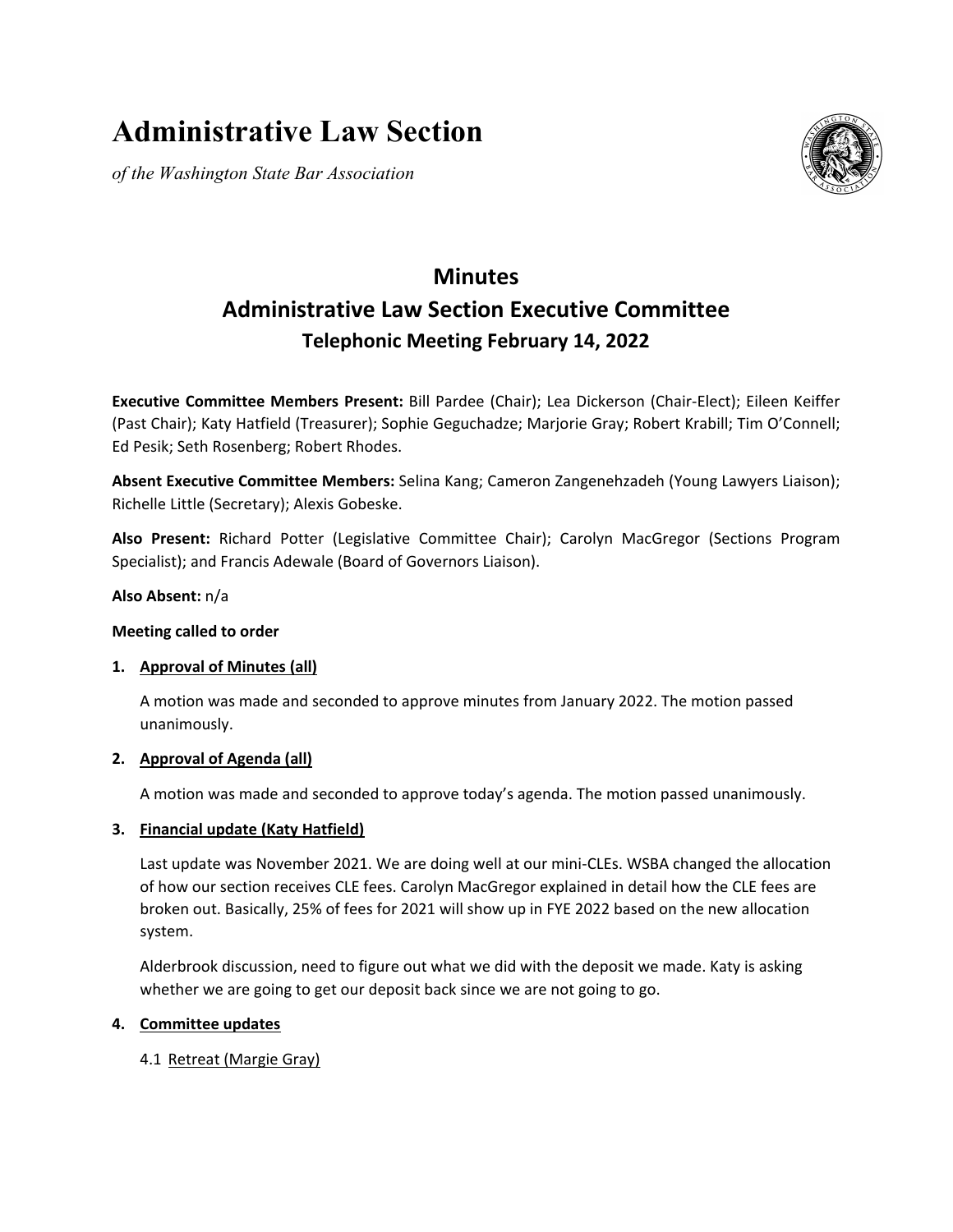# Administrative Law Section

*of the Washington State Bar Association*

## Minutes
## Administrative Law Section Executive Committee
### Telephonic Meeting February 14, 2022

**Executive Committee Members Present:** Bill Pardee (Chair); Lea Dickerson (Chair-Elect); Eileen Keiffer (Past Chair); Katy Hatfield (Treasurer); Sophie Geguchadze; Marjorie Gray; Robert Krabill; Tim O'Connell; Ed Pesik; Seth Rosenberg; Robert Rhodes.

**Absent Executive Committee Members:** Selina Kang; Cameron Zangenehzadeh (Young Lawyers Liaison); Richelle Little (Secretary); Alexis Gobeske.

**Also Present:** Richard Potter (Legislative Committee Chair); Carolyn MacGregor (Sections Program Specialist); and Francis Adewale (Board of Governors Liaison).

**Also Absent:** n/a

**Meeting called to order**

1. **Approval of Minutes (all)**

   A motion was made and seconded to approve minutes from January 2022. The motion passed unanimously.

2. **Approval of Agenda (all)**

   A motion was made and seconded to approve today's agenda. The motion passed unanimously.

3. **Financial update (Katy Hatfield)**

   Last update was November 2021. We are doing well at our mini-CLEs. WSBA changed the allocation of how our section receives CLE fees. Carolyn MacGregor explained in detail how the CLE fees are broken out. Basically, 25% of fees for 2021 will show up in FYE 2022 based on the new allocation system.

   Alderbrook discussion, need to figure out what we did with the deposit we made. Katy is asking whether we are going to get our deposit back since we are not going to go.

4. **Committee updates**

   4.1 Retreat (Margie Gray)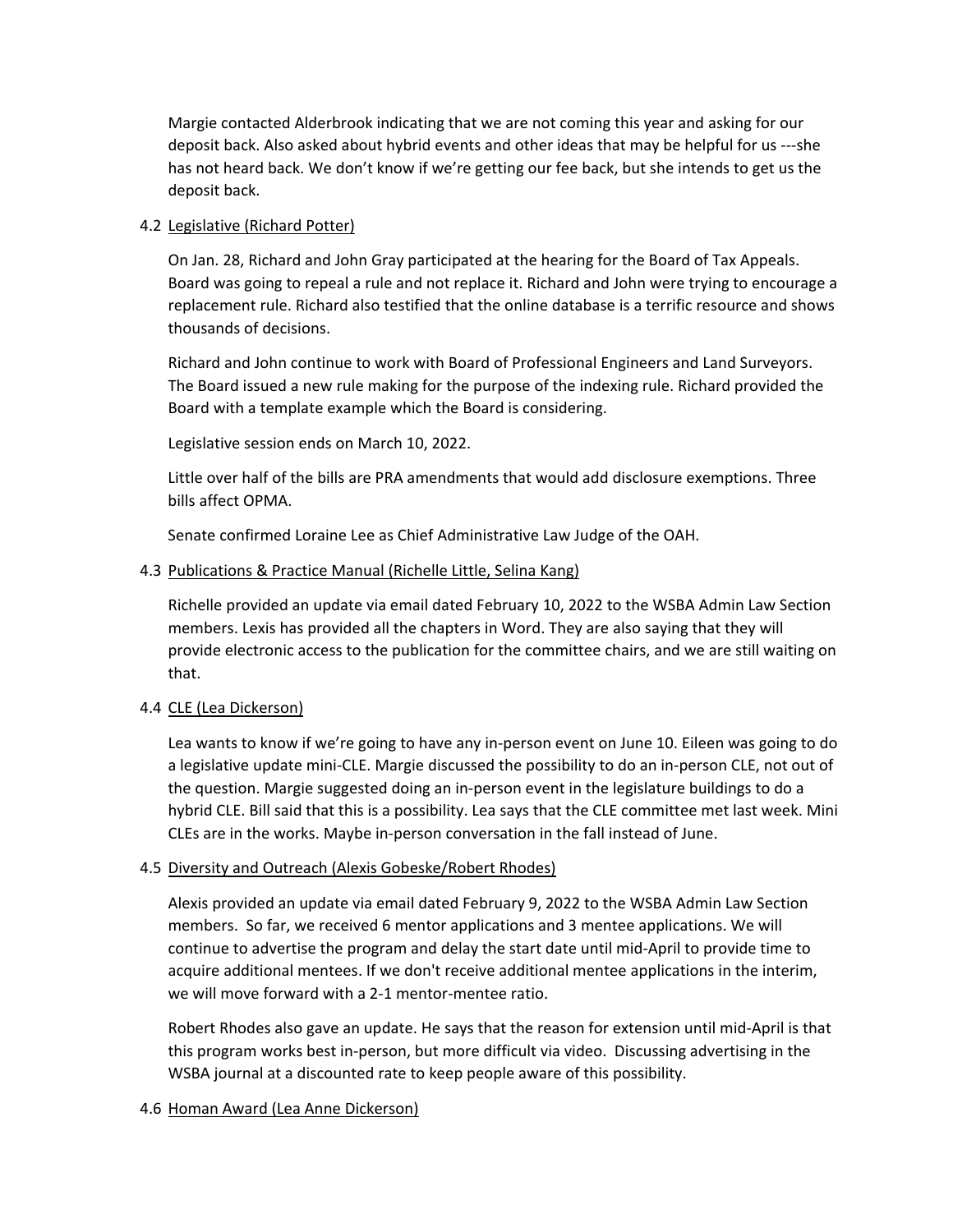Margie contacted Alderbrook indicating that we are not coming this year and asking for our deposit back. Also asked about hybrid events and other ideas that may be helpful for us ---she has not heard back. We don't know if we're getting our fee back, but she intends to get us the deposit back.

4.2 <u>Legislative (Richard Potter)</u>

On Jan. 28, Richard and John Gray participated at the hearing for the Board of Tax Appeals. Board was going to repeal a rule and not replace it. Richard and John were trying to encourage a replacement rule. Richard also testified that the online database is a terrific resource and shows thousands of decisions.

Richard and John continue to work with Board of Professional Engineers and Land Surveyors. The Board issued a new rule making for the purpose of the indexing rule. Richard provided the Board with a template example which the Board is considering.

Legislative session ends on March 10, 2022.

Little over half of the bills are PRA amendments that would add disclosure exemptions. Three bills affect OPMA.

Senate confirmed Loraine Lee as Chief Administrative Law Judge of the OAH.

4.3 <u>Publications & Practice Manual (Richelle Little, Selina Kang)</u>

Richelle provided an update via email dated February 10, 2022 to the WSBA Admin Law Section members. Lexis has provided all the chapters in Word. They are also saying that they will provide electronic access to the publication for the committee chairs, and we are still waiting on that.

4.4 <u>CLE (Lea Dickerson)</u>

Lea wants to know if we're going to have any in-person event on June 10. Eileen was going to do a legislative update mini-CLE. Margie discussed the possibility to do an in-person CLE, not out of the question. Margie suggested doing an in-person event in the legislature buildings to do a hybrid CLE. Bill said that this is a possibility. Lea says that the CLE committee met last week. Mini CLEs are in the works. Maybe in-person conversation in the fall instead of June.

4.5 <u>Diversity and Outreach (Alexis Gobeske/Robert Rhodes)</u>

Alexis provided an update via email dated February 9, 2022 to the WSBA Admin Law Section members. So far, we received 6 mentor applications and 3 mentee applications. We will continue to advertise the program and delay the start date until mid-April to provide time to acquire additional mentees. If we don't receive additional mentee applications in the interim, we will move forward with a 2-1 mentor-mentee ratio.

Robert Rhodes also gave an update. He says that the reason for extension until mid-April is that this program works best in-person, but more difficult via video. Discussing advertising in the WSBA journal at a discounted rate to keep people aware of this possibility.

4.6 <u>Homan Award (Lea Anne Dickerson)</u>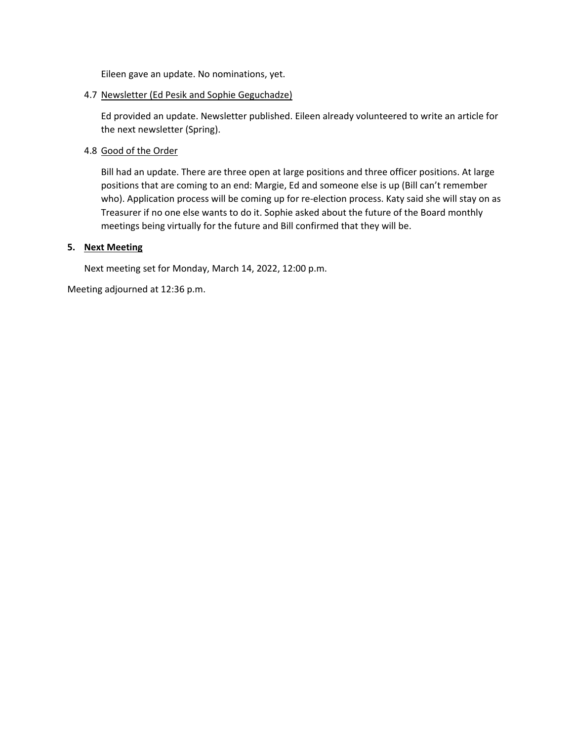Eileen gave an update. No nominations, yet.

4.7 <u>Newsletter (Ed Pesik and Sophie Geguchadze)</u>

Ed provided an update. Newsletter published. Eileen already volunteered to write an article for the next newsletter (Spring).

4.8 <u>Good of the Order</u>

Bill had an update. There are three open at large positions and three officer positions. At large positions that are coming to an end: Margie, Ed and someone else is up (Bill can't remember who). Application process will be coming up for re-election process. Katy said she will stay on as Treasurer if no one else wants to do it. Sophie asked about the future of the Board monthly meetings being virtually for the future and Bill confirmed that they will be.

## 5. Next Meeting

Next meeting set for Monday, March 14, 2022, 12:00 p.m.

Meeting adjourned at 12:36 p.m.